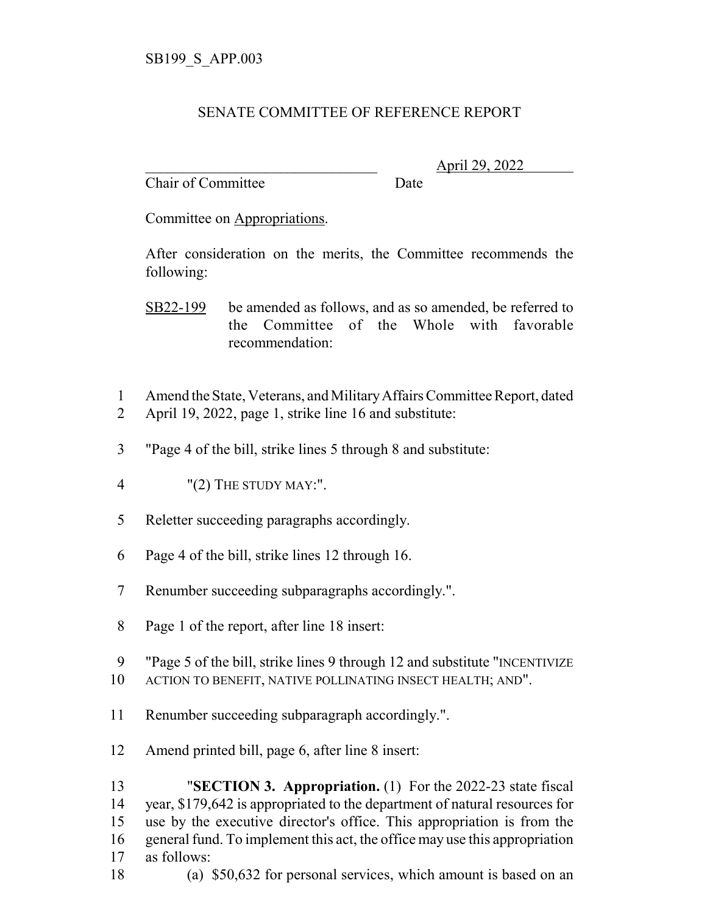SB199_S_APP.003

# SENATE COMMITTEE OF REFERENCE REPORT

\_\_\_\_\_\_\_\_\_\_\_\_\_\_\_\_\_\_\_\_\_\_\_\_\_\_\_\_\_\_\_\_ April 29, 2022
Chair of Committee Date

Committee on Appropriations.

After consideration on the merits, the Committee recommends the following:

SB22-199 be amended as follows, and as so amended, be referred to the Committee of the Whole with favorable recommendation:

1 Amend the State, Veterans, and Military Affairs Committee Report, dated
2 April 19, 2022, page 1, strike line 16 and substitute:

3 "Page 4 of the bill, strike lines 5 through 8 and substitute:

4 "(2) THE STUDY MAY:".

5 Reletter succeeding paragraphs accordingly.

6 Page 4 of the bill, strike lines 12 through 16.

7 Renumber succeeding subparagraphs accordingly.".

8 Page 1 of the report, after line 18 insert:

9 "Page 5 of the bill, strike lines 9 through 12 and substitute "INCENTIVIZE
10 ACTION TO BENEFIT, NATIVE POLLINATING INSECT HEALTH; AND".

11 Renumber succeeding subparagraph accordingly.".

12 Amend printed bill, page 6, after line 8 insert:

13 "**SECTION 3. Appropriation.** (1) For the 2022-23 state fiscal
14 year, $179,642 is appropriated to the department of natural resources for
15 use by the executive director's office. This appropriation is from the
16 general fund. To implement this act, the office may use this appropriation
17 as follows:
18 (a) $50,632 for personal services, which amount is based on an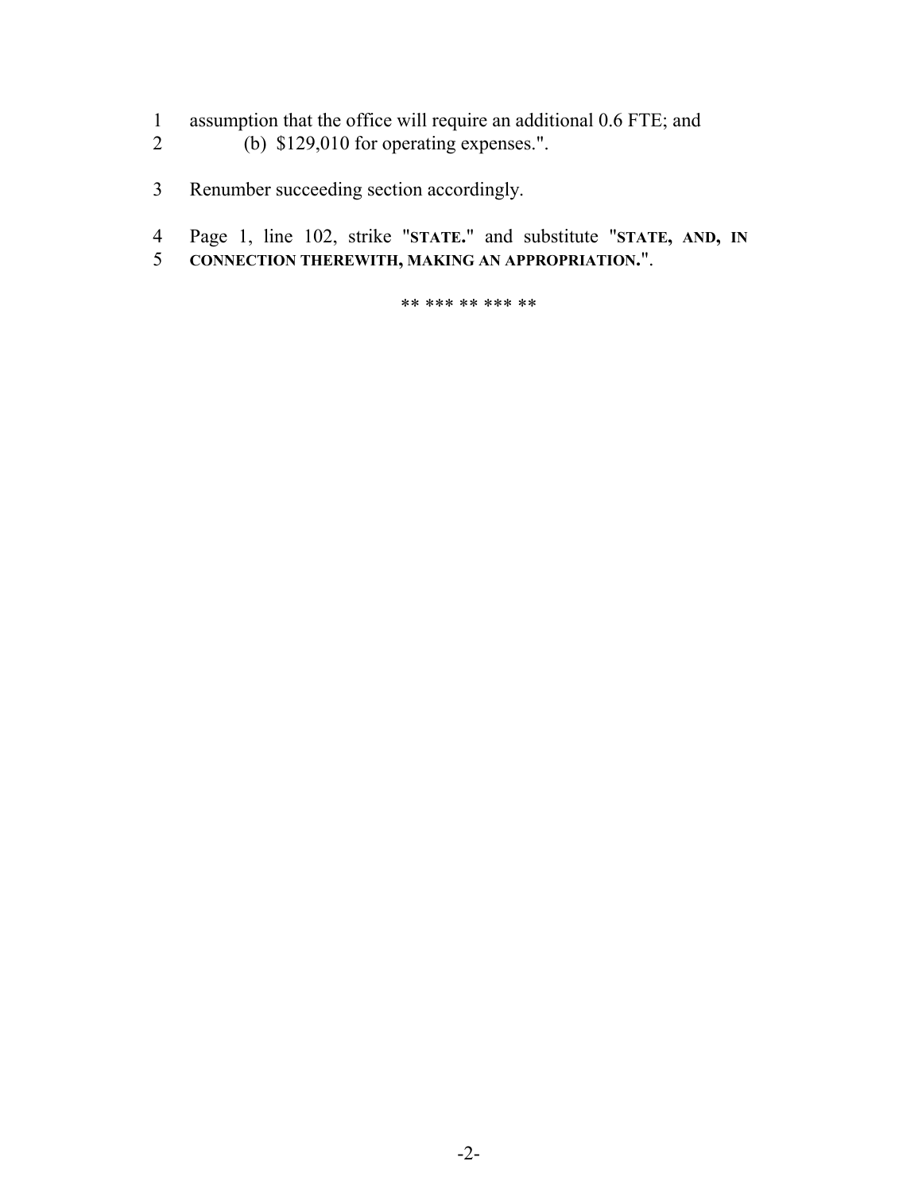assumption that the office will require an additional 0.6 FTE; and

(b) $129,010 for operating expenses.".

Renumber succeeding section accordingly.

Page 1, line 102, strike "**STATE.**" and substitute "**STATE, AND, IN CONNECTION THEREWITH, MAKING AN APPROPRIATION.**".

** *** ** *** **